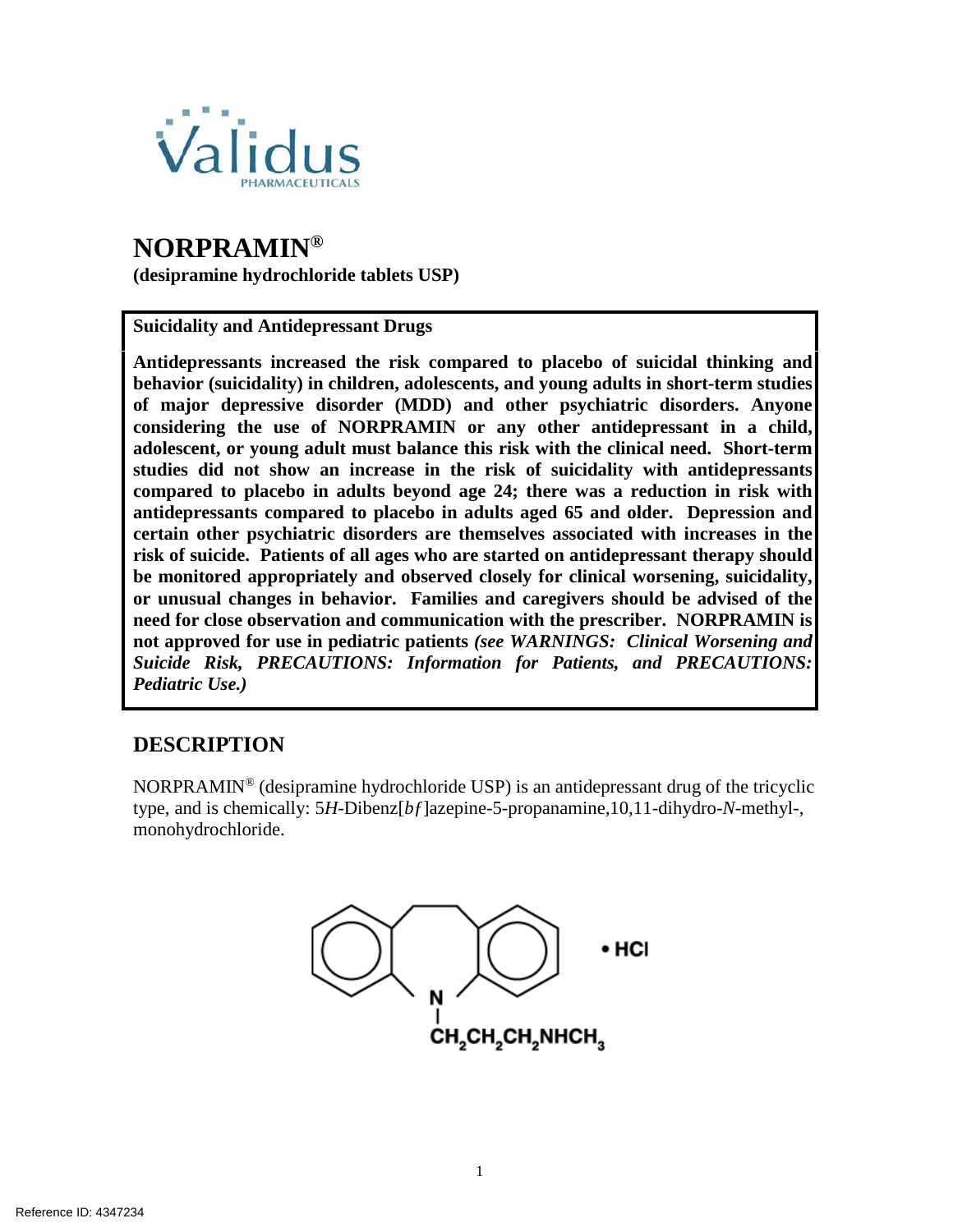# NORPRAMIN®

**(desipramine hydrochloride tablets USP)**

**Suicidality and Antidepressant Drugs**

**Antidepressants increased the risk compared to placebo of suicidal thinking and behavior (suicidality) in children, adolescents, and young adults in short-term studies of major depressive disorder (MDD) and other psychiatric disorders. Anyone considering the use of NORPRAMIN or any other antidepressant in a child, adolescent, or young adult must balance this risk with the clinical need. Short-term studies did not show an increase in the risk of suicidality with antidepressants compared to placebo in adults beyond age 24; there was a reduction in risk with antidepressants compared to placebo in adults aged 65 and older. Depression and certain other psychiatric disorders are themselves associated with increases in the risk of suicide. Patients of all ages who are started on antidepressant therapy should be monitored appropriately and observed closely for clinical worsening, suicidality, or unusual changes in behavior. Families and caregivers should be advised of the need for close observation and communication with the prescriber. NORPRAMIN is not approved for use in pediatric patients *(see WARNINGS: Clinical Worsening and Suicide Risk, PRECAUTIONS: Information for Patients, and PRECAUTIONS: Pediatric Use.)***

## DESCRIPTION

NORPRAMIN® (desipramine hydrochloride USP) is an antidepressant drug of the tricyclic type, and is chemically: 5*H*-Dibenz[*bf*]azepine-5-propanamine,10,11-dihydro-*N*-methyl-, monohydrochloride.

• HCl

$CH_2CH_2CH_2NHCH_3$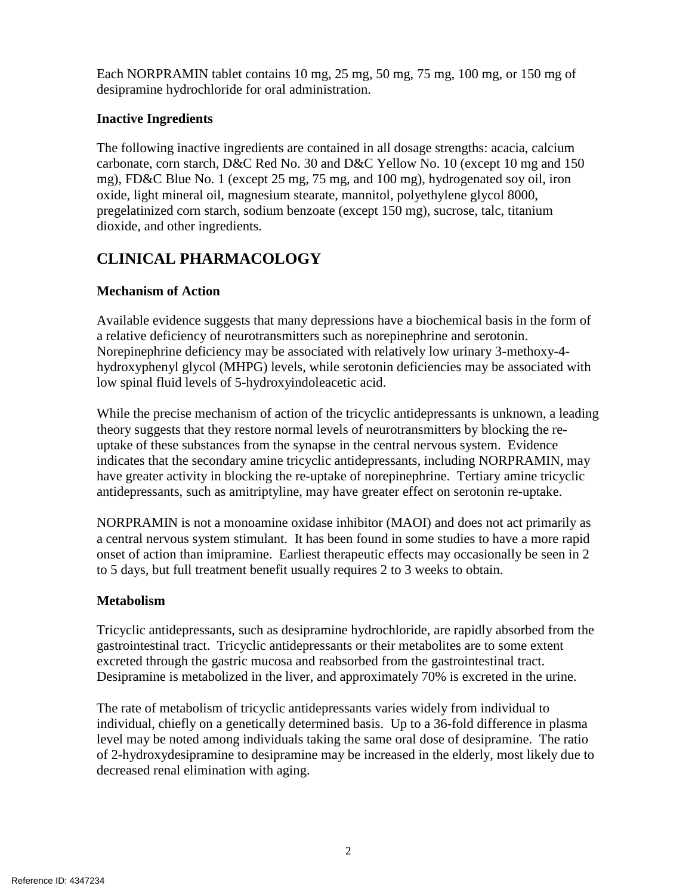Each NORPRAMIN tablet contains 10 mg, 25 mg, 50 mg, 75 mg, 100 mg, or 150 mg of desipramine hydrochloride for oral administration.

### Inactive Ingredients

The following inactive ingredients are contained in all dosage strengths: acacia, calcium carbonate, corn starch, D&C Red No. 30 and D&C Yellow No. 10 (except 10 mg and 150 mg), FD&C Blue No. 1 (except 25 mg, 75 mg, and 100 mg), hydrogenated soy oil, iron oxide, light mineral oil, magnesium stearate, mannitol, polyethylene glycol 8000, pregelatinized corn starch, sodium benzoate (except 150 mg), sucrose, talc, titanium dioxide, and other ingredients.

## CLINICAL PHARMACOLOGY

### Mechanism of Action

Available evidence suggests that many depressions have a biochemical basis in the form of a relative deficiency of neurotransmitters such as norepinephrine and serotonin. Norepinephrine deficiency may be associated with relatively low urinary 3-methoxy-4-hydroxyphenyl glycol (MHPG) levels, while serotonin deficiencies may be associated with low spinal fluid levels of 5-hydroxyindoleacetic acid.

While the precise mechanism of action of the tricyclic antidepressants is unknown, a leading theory suggests that they restore normal levels of neurotransmitters by blocking the re-uptake of these substances from the synapse in the central nervous system. Evidence indicates that the secondary amine tricyclic antidepressants, including NORPRAMIN, may have greater activity in blocking the re-uptake of norepinephrine. Tertiary amine tricyclic antidepressants, such as amitriptyline, may have greater effect on serotonin re-uptake.

NORPRAMIN is not a monoamine oxidase inhibitor (MAOI) and does not act primarily as a central nervous system stimulant. It has been found in some studies to have a more rapid onset of action than imipramine. Earliest therapeutic effects may occasionally be seen in 2 to 5 days, but full treatment benefit usually requires 2 to 3 weeks to obtain.

### Metabolism

Tricyclic antidepressants, such as desipramine hydrochloride, are rapidly absorbed from the gastrointestinal tract. Tricyclic antidepressants or their metabolites are to some extent excreted through the gastric mucosa and reabsorbed from the gastrointestinal tract. Desipramine is metabolized in the liver, and approximately 70% is excreted in the urine.

The rate of metabolism of tricyclic antidepressants varies widely from individual to individual, chiefly on a genetically determined basis. Up to a 36-fold difference in plasma level may be noted among individuals taking the same oral dose of desipramine. The ratio of 2-hydroxydesipramine to desipramine may be increased in the elderly, most likely due to decreased renal elimination with aging.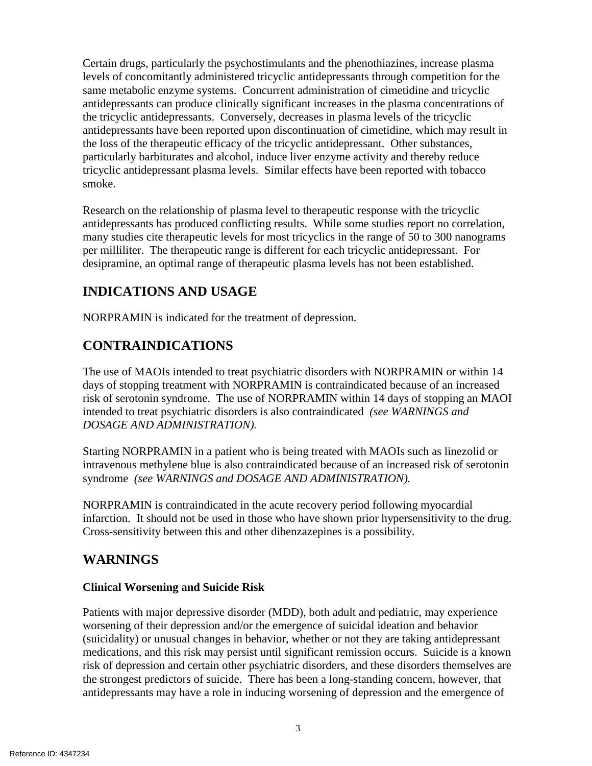Certain drugs, particularly the psychostimulants and the phenothiazines, increase plasma levels of concomitantly administered tricyclic antidepressants through competition for the same metabolic enzyme systems. Concurrent administration of cimetidine and tricyclic antidepressants can produce clinically significant increases in the plasma concentrations of the tricyclic antidepressants. Conversely, decreases in plasma levels of the tricyclic antidepressants have been reported upon discontinuation of cimetidine, which may result in the loss of the therapeutic efficacy of the tricyclic antidepressant. Other substances, particularly barbiturates and alcohol, induce liver enzyme activity and thereby reduce tricyclic antidepressant plasma levels. Similar effects have been reported with tobacco smoke.

Research on the relationship of plasma level to therapeutic response with the tricyclic antidepressants has produced conflicting results. While some studies report no correlation, many studies cite therapeutic levels for most tricyclics in the range of 50 to 300 nanograms per milliliter. The therapeutic range is different for each tricyclic antidepressant. For desipramine, an optimal range of therapeutic plasma levels has not been established.

## INDICATIONS AND USAGE

NORPRAMIN is indicated for the treatment of depression.

## CONTRAINDICATIONS

The use of MAOIs intended to treat psychiatric disorders with NORPRAMIN or within 14 days of stopping treatment with NORPRAMIN is contraindicated because of an increased risk of serotonin syndrome. The use of NORPRAMIN within 14 days of stopping an MAOI intended to treat psychiatric disorders is also contraindicated *(see WARNINGS and DOSAGE AND ADMINISTRATION).*

Starting NORPRAMIN in a patient who is being treated with MAOIs such as linezolid or intravenous methylene blue is also contraindicated because of an increased risk of serotonin syndrome *(see WARNINGS and DOSAGE AND ADMINISTRATION).*

NORPRAMIN is contraindicated in the acute recovery period following myocardial infarction. It should not be used in those who have shown prior hypersensitivity to the drug. Cross-sensitivity between this and other dibenzazepines is a possibility.

## WARNINGS

### Clinical Worsening and Suicide Risk

Patients with major depressive disorder (MDD), both adult and pediatric, may experience worsening of their depression and/or the emergence of suicidal ideation and behavior (suicidality) or unusual changes in behavior, whether or not they are taking antidepressant medications, and this risk may persist until significant remission occurs. Suicide is a known risk of depression and certain other psychiatric disorders, and these disorders themselves are the strongest predictors of suicide. There has been a long-standing concern, however, that antidepressants may have a role in inducing worsening of depression and the emergence of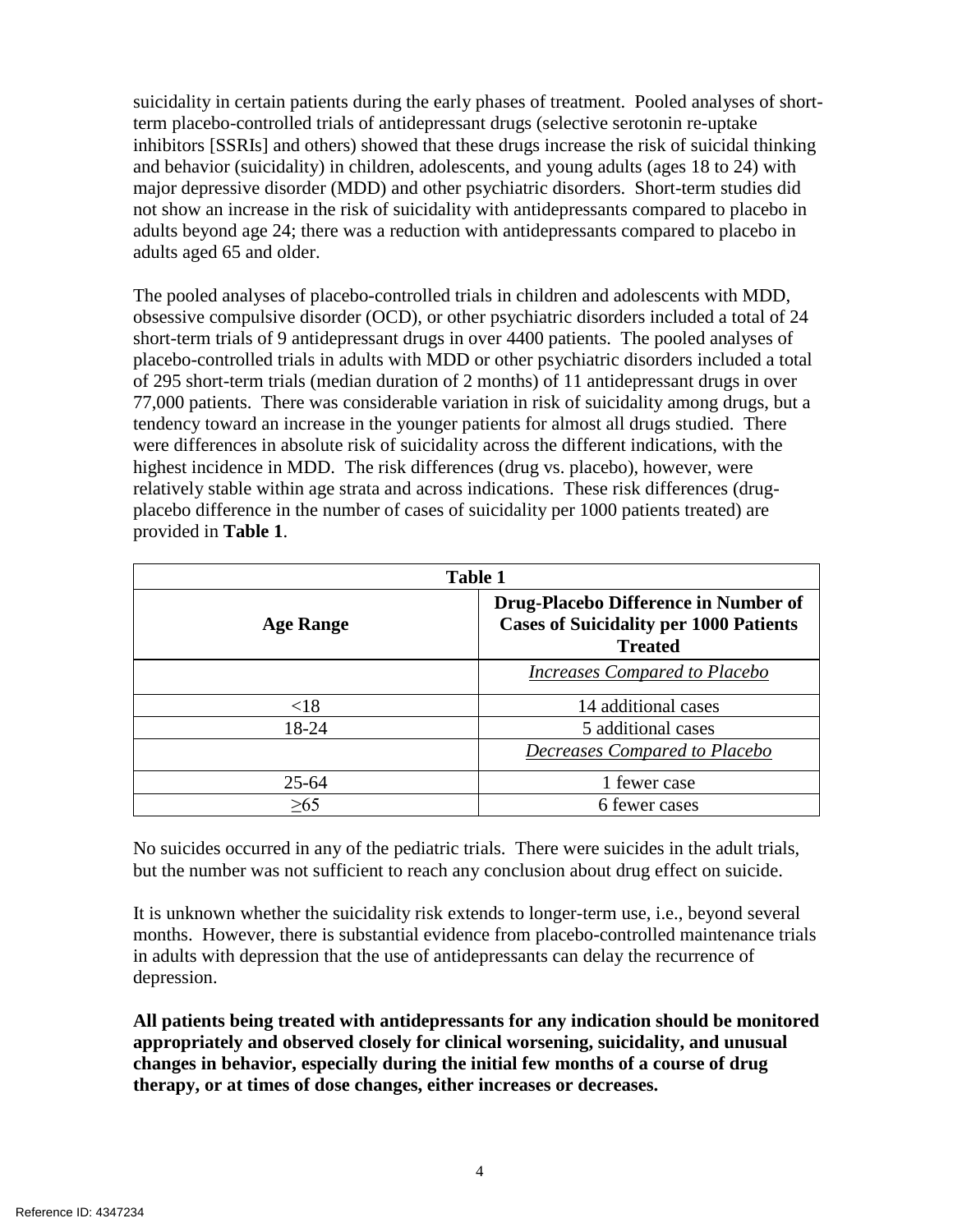suicidality in certain patients during the early phases of treatment. Pooled analyses of short-term placebo-controlled trials of antidepressant drugs (selective serotonin re-uptake inhibitors [SSRIs] and others) showed that these drugs increase the risk of suicidal thinking and behavior (suicidality) in children, adolescents, and young adults (ages 18 to 24) with major depressive disorder (MDD) and other psychiatric disorders. Short-term studies did not show an increase in the risk of suicidality with antidepressants compared to placebo in adults beyond age 24; there was a reduction with antidepressants compared to placebo in adults aged 65 and older.

The pooled analyses of placebo-controlled trials in children and adolescents with MDD, obsessive compulsive disorder (OCD), or other psychiatric disorders included a total of 24 short-term trials of 9 antidepressant drugs in over 4400 patients. The pooled analyses of placebo-controlled trials in adults with MDD or other psychiatric disorders included a total of 295 short-term trials (median duration of 2 months) of 11 antidepressant drugs in over 77,000 patients. There was considerable variation in risk of suicidality among drugs, but a tendency toward an increase in the younger patients for almost all drugs studied. There were differences in absolute risk of suicidality across the different indications, with the highest incidence in MDD. The risk differences (drug vs. placebo), however, were relatively stable within age strata and across indications. These risk differences (drug-placebo difference in the number of cases of suicidality per 1000 patients treated) are provided in **Table 1**.

**Table 1**

| Age Range | Drug-Placebo Difference in Number of Cases of Suicidality per 1000 Patients Treated |
|---|---|
| | *Increases Compared to Placebo* |
| <18 | 14 additional cases |
| 18-24 | 5 additional cases |
| | *Decreases Compared to Placebo* |
| 25-64 | 1 fewer case |
| ≥65 | 6 fewer cases |

No suicides occurred in any of the pediatric trials. There were suicides in the adult trials, but the number was not sufficient to reach any conclusion about drug effect on suicide.

It is unknown whether the suicidality risk extends to longer-term use, i.e., beyond several months. However, there is substantial evidence from placebo-controlled maintenance trials in adults with depression that the use of antidepressants can delay the recurrence of depression.

**All patients being treated with antidepressants for any indication should be monitored appropriately and observed closely for clinical worsening, suicidality, and unusual changes in behavior, especially during the initial few months of a course of drug therapy, or at times of dose changes, either increases or decreases.**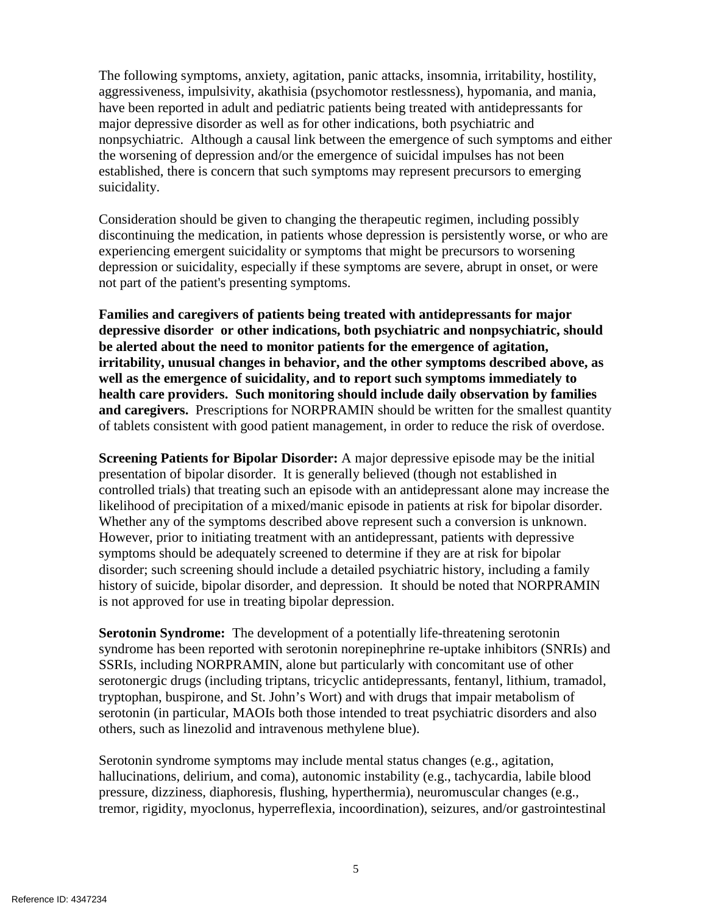The following symptoms, anxiety, agitation, panic attacks, insomnia, irritability, hostility, aggressiveness, impulsivity, akathisia (psychomotor restlessness), hypomania, and mania, have been reported in adult and pediatric patients being treated with antidepressants for major depressive disorder as well as for other indications, both psychiatric and nonpsychiatric. Although a causal link between the emergence of such symptoms and either the worsening of depression and/or the emergence of suicidal impulses has not been established, there is concern that such symptoms may represent precursors to emerging suicidality.

Consideration should be given to changing the therapeutic regimen, including possibly discontinuing the medication, in patients whose depression is persistently worse, or who are experiencing emergent suicidality or symptoms that might be precursors to worsening depression or suicidality, especially if these symptoms are severe, abrupt in onset, or were not part of the patient's presenting symptoms.

**Families and caregivers of patients being treated with antidepressants for major depressive disorder or other indications, both psychiatric and nonpsychiatric, should be alerted about the need to monitor patients for the emergence of agitation, irritability, unusual changes in behavior, and the other symptoms described above, as well as the emergence of suicidality, and to report such symptoms immediately to health care providers. Such monitoring should include daily observation by families and caregivers.** Prescriptions for NORPRAMIN should be written for the smallest quantity of tablets consistent with good patient management, in order to reduce the risk of overdose.

**Screening Patients for Bipolar Disorder:** A major depressive episode may be the initial presentation of bipolar disorder. It is generally believed (though not established in controlled trials) that treating such an episode with an antidepressant alone may increase the likelihood of precipitation of a mixed/manic episode in patients at risk for bipolar disorder. Whether any of the symptoms described above represent such a conversion is unknown. However, prior to initiating treatment with an antidepressant, patients with depressive symptoms should be adequately screened to determine if they are at risk for bipolar disorder; such screening should include a detailed psychiatric history, including a family history of suicide, bipolar disorder, and depression. It should be noted that NORPRAMIN is not approved for use in treating bipolar depression.

**Serotonin Syndrome:** The development of a potentially life-threatening serotonin syndrome has been reported with serotonin norepinephrine re-uptake inhibitors (SNRIs) and SSRIs, including NORPRAMIN, alone but particularly with concomitant use of other serotonergic drugs (including triptans, tricyclic antidepressants, fentanyl, lithium, tramadol, tryptophan, buspirone, and St. John's Wort) and with drugs that impair metabolism of serotonin (in particular, MAOIs both those intended to treat psychiatric disorders and also others, such as linezolid and intravenous methylene blue).

Serotonin syndrome symptoms may include mental status changes (e.g., agitation, hallucinations, delirium, and coma), autonomic instability (e.g., tachycardia, labile blood pressure, dizziness, diaphoresis, flushing, hyperthermia), neuromuscular changes (e.g., tremor, rigidity, myoclonus, hyperreflexia, incoordination), seizures, and/or gastrointestinal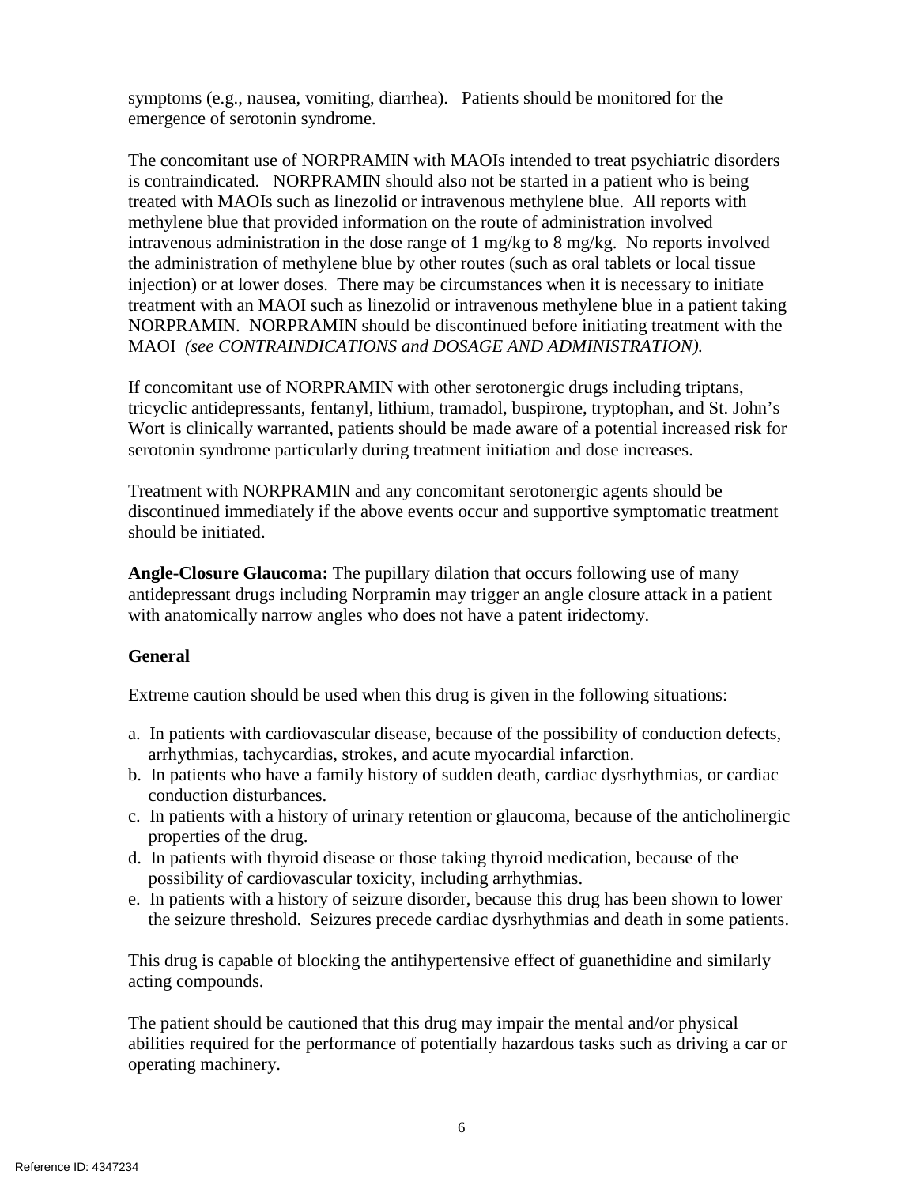symptoms (e.g., nausea, vomiting, diarrhea). Patients should be monitored for the emergence of serotonin syndrome.

The concomitant use of NORPRAMIN with MAOIs intended to treat psychiatric disorders is contraindicated. NORPRAMIN should also not be started in a patient who is being treated with MAOIs such as linezolid or intravenous methylene blue. All reports with methylene blue that provided information on the route of administration involved intravenous administration in the dose range of 1 mg/kg to 8 mg/kg. No reports involved the administration of methylene blue by other routes (such as oral tablets or local tissue injection) or at lower doses. There may be circumstances when it is necessary to initiate treatment with an MAOI such as linezolid or intravenous methylene blue in a patient taking NORPRAMIN. NORPRAMIN should be discontinued before initiating treatment with the MAOI *(see CONTRAINDICATIONS and DOSAGE AND ADMINISTRATION).*

If concomitant use of NORPRAMIN with other serotonergic drugs including triptans, tricyclic antidepressants, fentanyl, lithium, tramadol, buspirone, tryptophan, and St. John's Wort is clinically warranted, patients should be made aware of a potential increased risk for serotonin syndrome particularly during treatment initiation and dose increases.

Treatment with NORPRAMIN and any concomitant serotonergic agents should be discontinued immediately if the above events occur and supportive symptomatic treatment should be initiated.

**Angle-Closure Glaucoma:** The pupillary dilation that occurs following use of many antidepressant drugs including Norpramin may trigger an angle closure attack in a patient with anatomically narrow angles who does not have a patent iridectomy.

**General**

Extreme caution should be used when this drug is given in the following situations:

a. In patients with cardiovascular disease, because of the possibility of conduction defects, arrhythmias, tachycardias, strokes, and acute myocardial infarction.
b. In patients who have a family history of sudden death, cardiac dysrhythmias, or cardiac conduction disturbances.
c. In patients with a history of urinary retention or glaucoma, because of the anticholinergic properties of the drug.
d. In patients with thyroid disease or those taking thyroid medication, because of the possibility of cardiovascular toxicity, including arrhythmias.
e. In patients with a history of seizure disorder, because this drug has been shown to lower the seizure threshold. Seizures precede cardiac dysrhythmias and death in some patients.

This drug is capable of blocking the antihypertensive effect of guanethidine and similarly acting compounds.

The patient should be cautioned that this drug may impair the mental and/or physical abilities required for the performance of potentially hazardous tasks such as driving a car or operating machinery.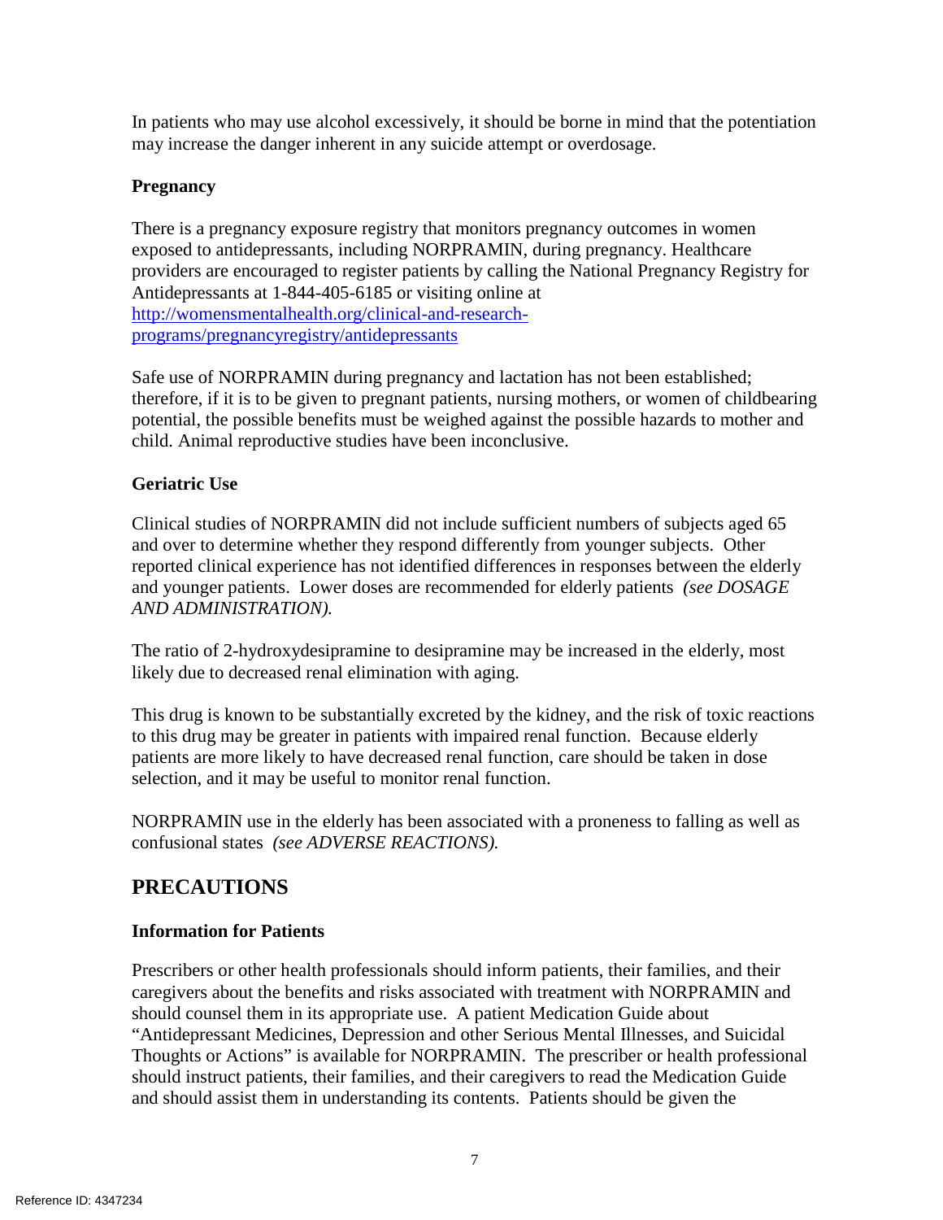In patients who may use alcohol excessively, it should be borne in mind that the potentiation may increase the danger inherent in any suicide attempt or overdosage.

**Pregnancy**

There is a pregnancy exposure registry that monitors pregnancy outcomes in women exposed to antidepressants, including NORPRAMIN, during pregnancy. Healthcare providers are encouraged to register patients by calling the National Pregnancy Registry for Antidepressants at 1-844-405-6185 or visiting online at http://womensmentalhealth.org/clinical-and-research-programs/pregnancyregistry/antidepressants

Safe use of NORPRAMIN during pregnancy and lactation has not been established; therefore, if it is to be given to pregnant patients, nursing mothers, or women of childbearing potential, the possible benefits must be weighed against the possible hazards to mother and child. Animal reproductive studies have been inconclusive.

**Geriatric Use**

Clinical studies of NORPRAMIN did not include sufficient numbers of subjects aged 65 and over to determine whether they respond differently from younger subjects. Other reported clinical experience has not identified differences in responses between the elderly and younger patients. Lower doses are recommended for elderly patients *(see DOSAGE AND ADMINISTRATION).*

The ratio of 2-hydroxydesipramine to desipramine may be increased in the elderly, most likely due to decreased renal elimination with aging.

This drug is known to be substantially excreted by the kidney, and the risk of toxic reactions to this drug may be greater in patients with impaired renal function. Because elderly patients are more likely to have decreased renal function, care should be taken in dose selection, and it may be useful to monitor renal function.

NORPRAMIN use in the elderly has been associated with a proneness to falling as well as confusional states *(see ADVERSE REACTIONS).*

## PRECAUTIONS

**Information for Patients**

Prescribers or other health professionals should inform patients, their families, and their caregivers about the benefits and risks associated with treatment with NORPRAMIN and should counsel them in its appropriate use. A patient Medication Guide about "Antidepressant Medicines, Depression and other Serious Mental Illnesses, and Suicidal Thoughts or Actions" is available for NORPRAMIN. The prescriber or health professional should instruct patients, their families, and their caregivers to read the Medication Guide and should assist them in understanding its contents. Patients should be given the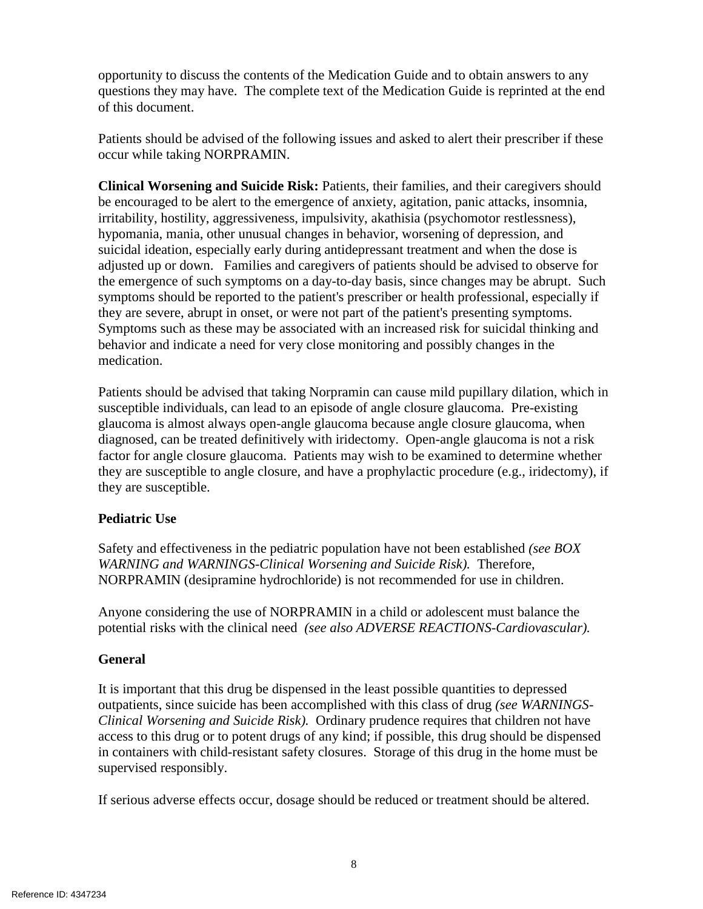opportunity to discuss the contents of the Medication Guide and to obtain answers to any questions they may have. The complete text of the Medication Guide is reprinted at the end of this document.

Patients should be advised of the following issues and asked to alert their prescriber if these occur while taking NORPRAMIN.

**Clinical Worsening and Suicide Risk:** Patients, their families, and their caregivers should be encouraged to be alert to the emergence of anxiety, agitation, panic attacks, insomnia, irritability, hostility, aggressiveness, impulsivity, akathisia (psychomotor restlessness), hypomania, mania, other unusual changes in behavior, worsening of depression, and suicidal ideation, especially early during antidepressant treatment and when the dose is adjusted up or down. Families and caregivers of patients should be advised to observe for the emergence of such symptoms on a day-to-day basis, since changes may be abrupt. Such symptoms should be reported to the patient's prescriber or health professional, especially if they are severe, abrupt in onset, or were not part of the patient's presenting symptoms. Symptoms such as these may be associated with an increased risk for suicidal thinking and behavior and indicate a need for very close monitoring and possibly changes in the medication.

Patients should be advised that taking Norpramin can cause mild pupillary dilation, which in susceptible individuals, can lead to an episode of angle closure glaucoma. Pre-existing glaucoma is almost always open-angle glaucoma because angle closure glaucoma, when diagnosed, can be treated definitively with iridectomy. Open-angle glaucoma is not a risk factor for angle closure glaucoma. Patients may wish to be examined to determine whether they are susceptible to angle closure, and have a prophylactic procedure (e.g., iridectomy), if they are susceptible.

**Pediatric Use**

Safety and effectiveness in the pediatric population have not been established *(see BOX WARNING and WARNINGS-Clinical Worsening and Suicide Risk).* Therefore, NORPRAMIN (desipramine hydrochloride) is not recommended for use in children.

Anyone considering the use of NORPRAMIN in a child or adolescent must balance the potential risks with the clinical need *(see also ADVERSE REACTIONS-Cardiovascular).*

**General**

It is important that this drug be dispensed in the least possible quantities to depressed outpatients, since suicide has been accomplished with this class of drug *(see WARNINGS-Clinical Worsening and Suicide Risk).* Ordinary prudence requires that children not have access to this drug or to potent drugs of any kind; if possible, this drug should be dispensed in containers with child-resistant safety closures. Storage of this drug in the home must be supervised responsibly.

If serious adverse effects occur, dosage should be reduced or treatment should be altered.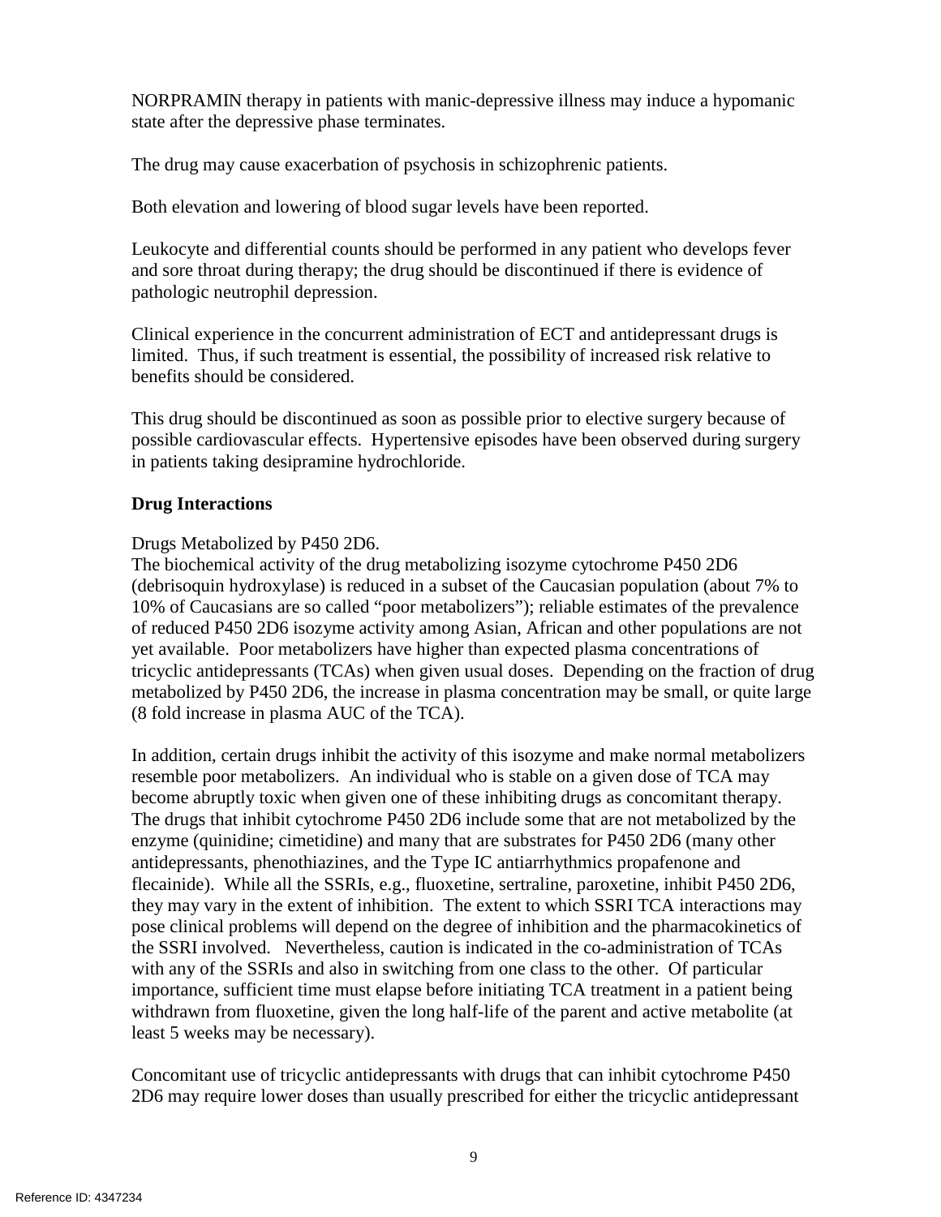NORPRAMIN therapy in patients with manic-depressive illness may induce a hypomanic state after the depressive phase terminates.

The drug may cause exacerbation of psychosis in schizophrenic patients.

Both elevation and lowering of blood sugar levels have been reported.

Leukocyte and differential counts should be performed in any patient who develops fever and sore throat during therapy; the drug should be discontinued if there is evidence of pathologic neutrophil depression.

Clinical experience in the concurrent administration of ECT and antidepressant drugs is limited. Thus, if such treatment is essential, the possibility of increased risk relative to benefits should be considered.

This drug should be discontinued as soon as possible prior to elective surgery because of possible cardiovascular effects. Hypertensive episodes have been observed during surgery in patients taking desipramine hydrochloride.

**Drug Interactions**

Drugs Metabolized by P450 2D6.
The biochemical activity of the drug metabolizing isozyme cytochrome P450 2D6 (debrisoquin hydroxylase) is reduced in a subset of the Caucasian population (about 7% to 10% of Caucasians are so called "poor metabolizers"); reliable estimates of the prevalence of reduced P450 2D6 isozyme activity among Asian, African and other populations are not yet available. Poor metabolizers have higher than expected plasma concentrations of tricyclic antidepressants (TCAs) when given usual doses. Depending on the fraction of drug metabolized by P450 2D6, the increase in plasma concentration may be small, or quite large (8 fold increase in plasma AUC of the TCA).

In addition, certain drugs inhibit the activity of this isozyme and make normal metabolizers resemble poor metabolizers. An individual who is stable on a given dose of TCA may become abruptly toxic when given one of these inhibiting drugs as concomitant therapy. The drugs that inhibit cytochrome P450 2D6 include some that are not metabolized by the enzyme (quinidine; cimetidine) and many that are substrates for P450 2D6 (many other antidepressants, phenothiazines, and the Type IC antiarrhythmics propafenone and flecainide). While all the SSRIs, e.g., fluoxetine, sertraline, paroxetine, inhibit P450 2D6, they may vary in the extent of inhibition. The extent to which SSRI TCA interactions may pose clinical problems will depend on the degree of inhibition and the pharmacokinetics of the SSRI involved. Nevertheless, caution is indicated in the co-administration of TCAs with any of the SSRIs and also in switching from one class to the other. Of particular importance, sufficient time must elapse before initiating TCA treatment in a patient being withdrawn from fluoxetine, given the long half-life of the parent and active metabolite (at least 5 weeks may be necessary).

Concomitant use of tricyclic antidepressants with drugs that can inhibit cytochrome P450 2D6 may require lower doses than usually prescribed for either the tricyclic antidepressant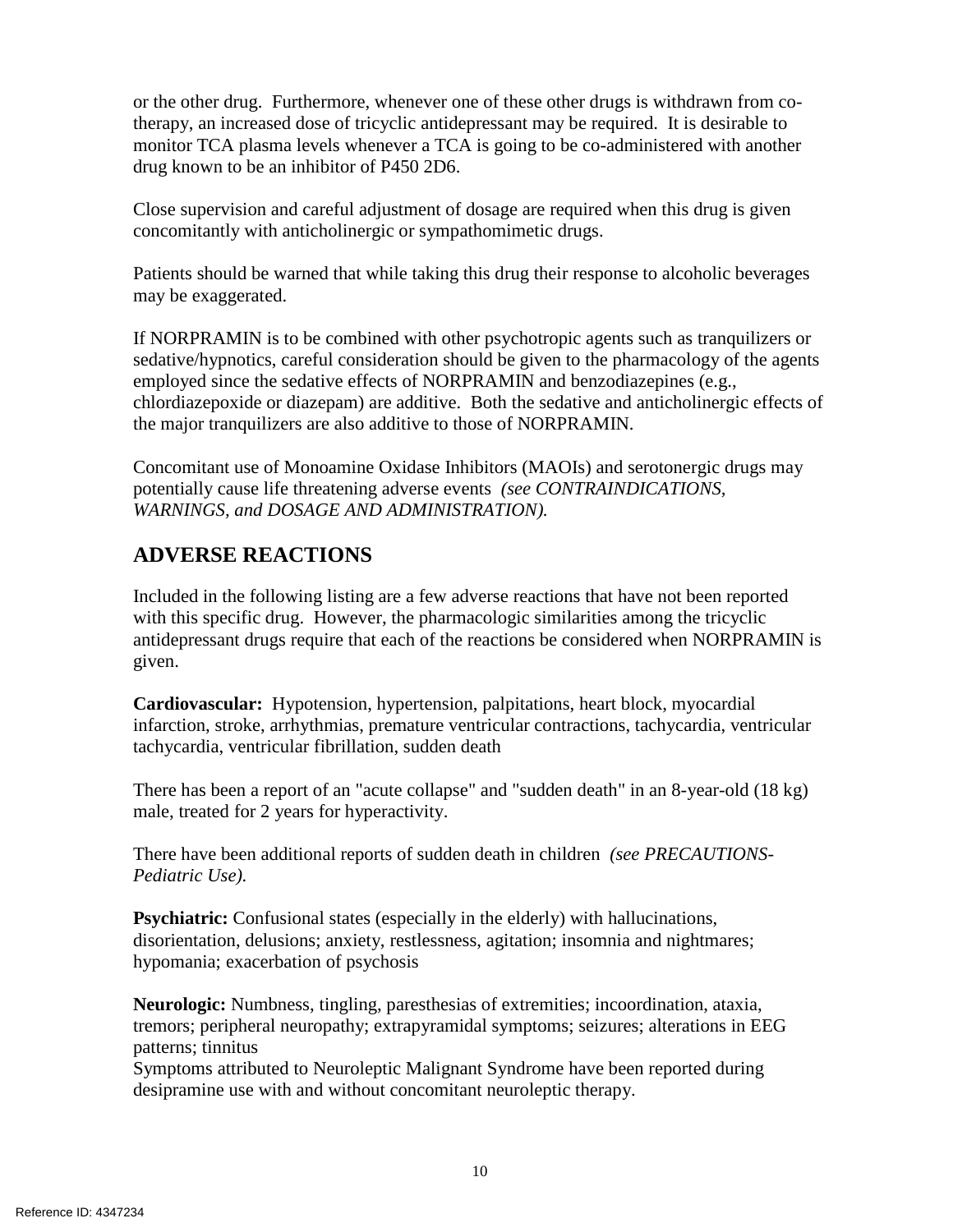or the other drug. Furthermore, whenever one of these other drugs is withdrawn from co-therapy, an increased dose of tricyclic antidepressant may be required. It is desirable to monitor TCA plasma levels whenever a TCA is going to be co-administered with another drug known to be an inhibitor of P450 2D6.

Close supervision and careful adjustment of dosage are required when this drug is given concomitantly with anticholinergic or sympathomimetic drugs.

Patients should be warned that while taking this drug their response to alcoholic beverages may be exaggerated.

If NORPRAMIN is to be combined with other psychotropic agents such as tranquilizers or sedative/hypnotics, careful consideration should be given to the pharmacology of the agents employed since the sedative effects of NORPRAMIN and benzodiazepines (e.g., chlordiazepoxide or diazepam) are additive. Both the sedative and anticholinergic effects of the major tranquilizers are also additive to those of NORPRAMIN.

Concomitant use of Monoamine Oxidase Inhibitors (MAOIs) and serotonergic drugs may potentially cause life threatening adverse events *(see CONTRAINDICATIONS, WARNINGS, and DOSAGE AND ADMINISTRATION).*

## ADVERSE REACTIONS

Included in the following listing are a few adverse reactions that have not been reported with this specific drug. However, the pharmacologic similarities among the tricyclic antidepressant drugs require that each of the reactions be considered when NORPRAMIN is given.

**Cardiovascular:** Hypotension, hypertension, palpitations, heart block, myocardial infarction, stroke, arrhythmias, premature ventricular contractions, tachycardia, ventricular tachycardia, ventricular fibrillation, sudden death

There has been a report of an "acute collapse" and "sudden death" in an 8-year-old (18 kg) male, treated for 2 years for hyperactivity.

There have been additional reports of sudden death in children *(see PRECAUTIONS-Pediatric Use).*

**Psychiatric:** Confusional states (especially in the elderly) with hallucinations, disorientation, delusions; anxiety, restlessness, agitation; insomnia and nightmares; hypomania; exacerbation of psychosis

**Neurologic:** Numbness, tingling, paresthesias of extremities; incoordination, ataxia, tremors; peripheral neuropathy; extrapyramidal symptoms; seizures; alterations in EEG patterns; tinnitus

Symptoms attributed to Neuroleptic Malignant Syndrome have been reported during desipramine use with and without concomitant neuroleptic therapy.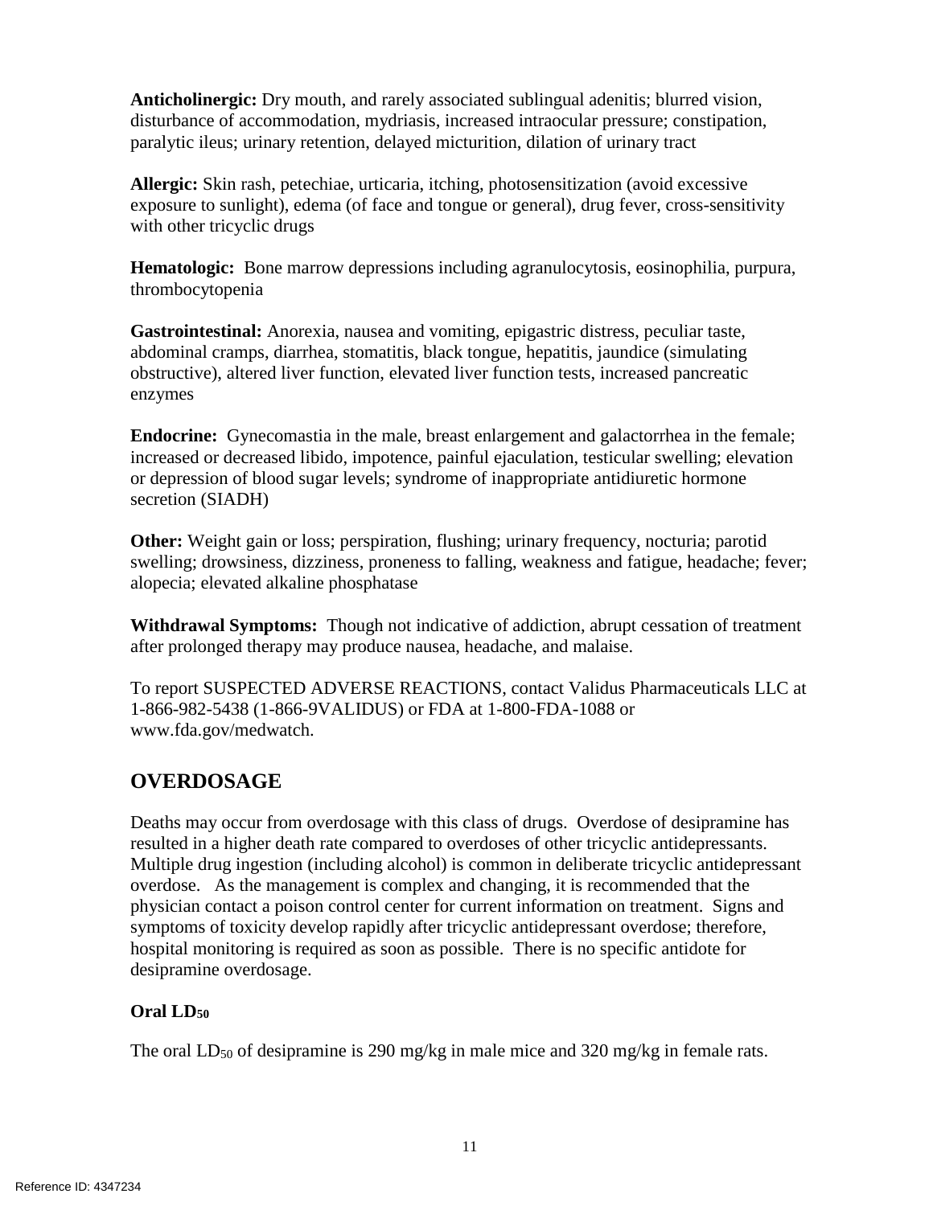**Anticholinergic:** Dry mouth, and rarely associated sublingual adenitis; blurred vision, disturbance of accommodation, mydriasis, increased intraocular pressure; constipation, paralytic ileus; urinary retention, delayed micturition, dilation of urinary tract

**Allergic:** Skin rash, petechiae, urticaria, itching, photosensitization (avoid excessive exposure to sunlight), edema (of face and tongue or general), drug fever, cross-sensitivity with other tricyclic drugs

**Hematologic:** Bone marrow depressions including agranulocytosis, eosinophilia, purpura, thrombocytopenia

**Gastrointestinal:** Anorexia, nausea and vomiting, epigastric distress, peculiar taste, abdominal cramps, diarrhea, stomatitis, black tongue, hepatitis, jaundice (simulating obstructive), altered liver function, elevated liver function tests, increased pancreatic enzymes

**Endocrine:** Gynecomastia in the male, breast enlargement and galactorrhea in the female; increased or decreased libido, impotence, painful ejaculation, testicular swelling; elevation or depression of blood sugar levels; syndrome of inappropriate antidiuretic hormone secretion (SIADH)

**Other:** Weight gain or loss; perspiration, flushing; urinary frequency, nocturia; parotid swelling; drowsiness, dizziness, proneness to falling, weakness and fatigue, headache; fever; alopecia; elevated alkaline phosphatase

**Withdrawal Symptoms:** Though not indicative of addiction, abrupt cessation of treatment after prolonged therapy may produce nausea, headache, and malaise.

To report SUSPECTED ADVERSE REACTIONS, contact Validus Pharmaceuticals LLC at 1-866-982-5438 (1-866-9VALIDUS) or FDA at 1-800-FDA-1088 or www.fda.gov/medwatch.

## OVERDOSAGE

Deaths may occur from overdosage with this class of drugs. Overdose of desipramine has resulted in a higher death rate compared to overdoses of other tricyclic antidepressants. Multiple drug ingestion (including alcohol) is common in deliberate tricyclic antidepressant overdose. As the management is complex and changing, it is recommended that the physician contact a poison control center for current information on treatment. Signs and symptoms of toxicity develop rapidly after tricyclic antidepressant overdose; therefore, hospital monitoring is required as soon as possible. There is no specific antidote for desipramine overdosage.

### Oral $LD_{50}$

The oral $LD_{50}$ of desipramine is 290 mg/kg in male mice and 320 mg/kg in female rats.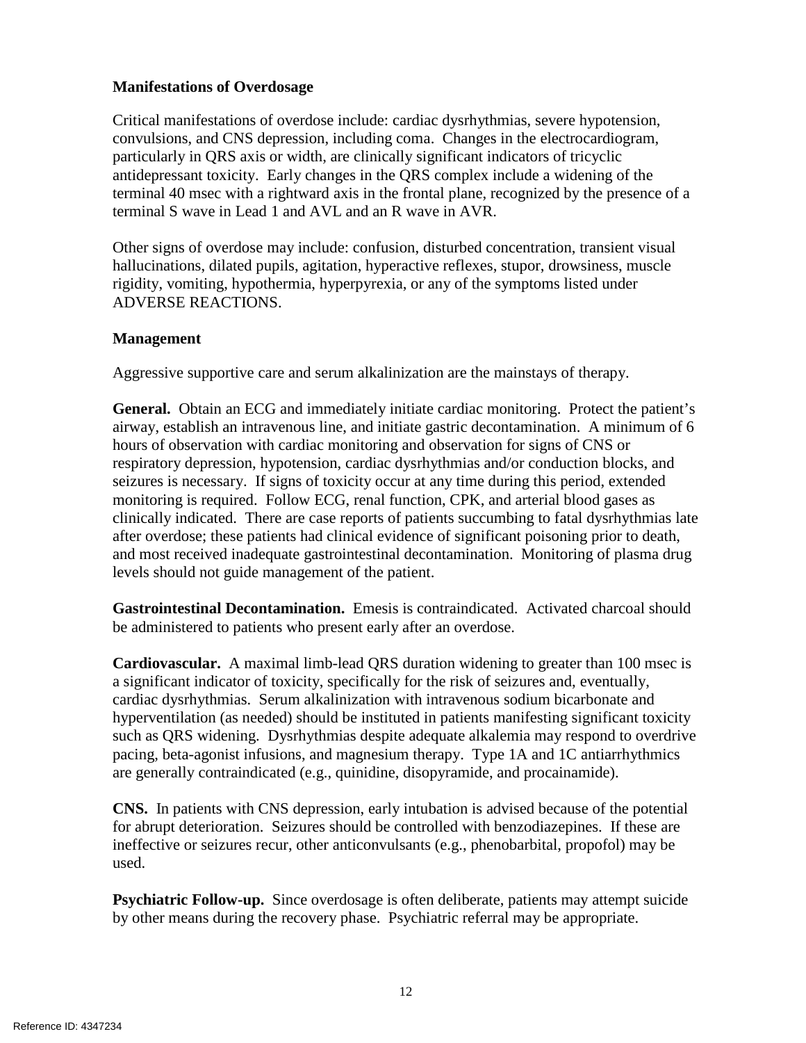### Manifestations of Overdosage

Critical manifestations of overdose include: cardiac dysrhythmias, severe hypotension, convulsions, and CNS depression, including coma. Changes in the electrocardiogram, particularly in QRS axis or width, are clinically significant indicators of tricyclic antidepressant toxicity. Early changes in the QRS complex include a widening of the terminal 40 msec with a rightward axis in the frontal plane, recognized by the presence of a terminal S wave in Lead 1 and AVL and an R wave in AVR.

Other signs of overdose may include: confusion, disturbed concentration, transient visual hallucinations, dilated pupils, agitation, hyperactive reflexes, stupor, drowsiness, muscle rigidity, vomiting, hypothermia, hyperpyrexia, or any of the symptoms listed under ADVERSE REACTIONS.

### Management

Aggressive supportive care and serum alkalinization are the mainstays of therapy.

**General.** Obtain an ECG and immediately initiate cardiac monitoring. Protect the patient's airway, establish an intravenous line, and initiate gastric decontamination. A minimum of 6 hours of observation with cardiac monitoring and observation for signs of CNS or respiratory depression, hypotension, cardiac dysrhythmias and/or conduction blocks, and seizures is necessary. If signs of toxicity occur at any time during this period, extended monitoring is required. Follow ECG, renal function, CPK, and arterial blood gases as clinically indicated. There are case reports of patients succumbing to fatal dysrhythmias late after overdose; these patients had clinical evidence of significant poisoning prior to death, and most received inadequate gastrointestinal decontamination. Monitoring of plasma drug levels should not guide management of the patient.

**Gastrointestinal Decontamination.** Emesis is contraindicated. Activated charcoal should be administered to patients who present early after an overdose.

**Cardiovascular.** A maximal limb-lead QRS duration widening to greater than 100 msec is a significant indicator of toxicity, specifically for the risk of seizures and, eventually, cardiac dysrhythmias. Serum alkalinization with intravenous sodium bicarbonate and hyperventilation (as needed) should be instituted in patients manifesting significant toxicity such as QRS widening. Dysrhythmias despite adequate alkalemia may respond to overdrive pacing, beta-agonist infusions, and magnesium therapy. Type 1A and 1C antiarrhythmics are generally contraindicated (e.g., quinidine, disopyramide, and procainamide).

**CNS.** In patients with CNS depression, early intubation is advised because of the potential for abrupt deterioration. Seizures should be controlled with benzodiazepines. If these are ineffective or seizures recur, other anticonvulsants (e.g., phenobarbital, propofol) may be used.

**Psychiatric Follow-up.** Since overdosage is often deliberate, patients may attempt suicide by other means during the recovery phase. Psychiatric referral may be appropriate.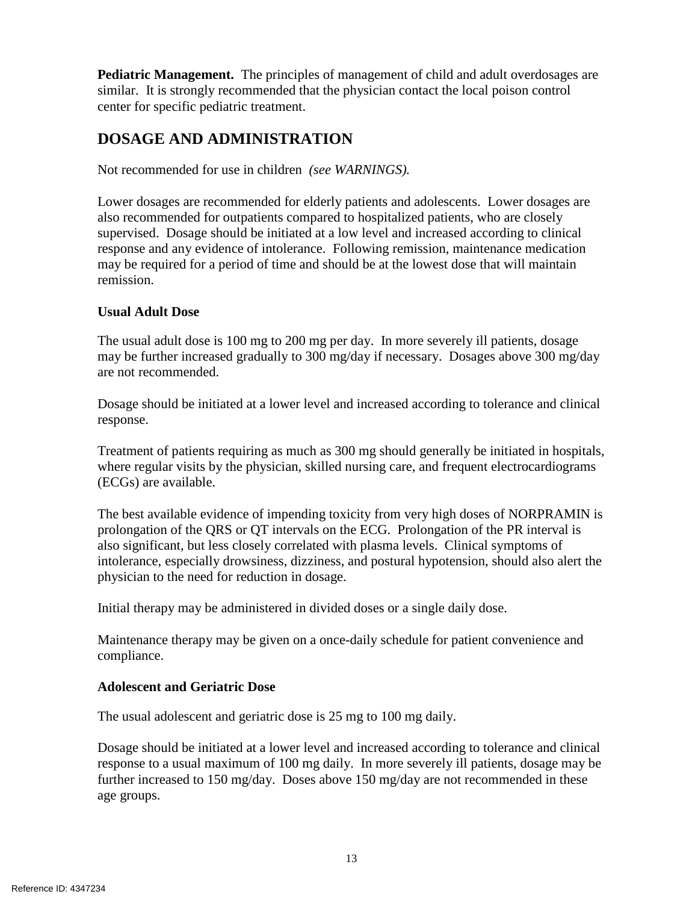**Pediatric Management.** The principles of management of child and adult overdosages are similar. It is strongly recommended that the physician contact the local poison control center for specific pediatric treatment.

## DOSAGE AND ADMINISTRATION

Not recommended for use in children *(see WARNINGS).*

Lower dosages are recommended for elderly patients and adolescents. Lower dosages are also recommended for outpatients compared to hospitalized patients, who are closely supervised. Dosage should be initiated at a low level and increased according to clinical response and any evidence of intolerance. Following remission, maintenance medication may be required for a period of time and should be at the lowest dose that will maintain remission.

### Usual Adult Dose

The usual adult dose is 100 mg to 200 mg per day. In more severely ill patients, dosage may be further increased gradually to 300 mg/day if necessary. Dosages above 300 mg/day are not recommended.

Dosage should be initiated at a lower level and increased according to tolerance and clinical response.

Treatment of patients requiring as much as 300 mg should generally be initiated in hospitals, where regular visits by the physician, skilled nursing care, and frequent electrocardiograms (ECGs) are available.

The best available evidence of impending toxicity from very high doses of NORPRAMIN is prolongation of the QRS or QT intervals on the ECG. Prolongation of the PR interval is also significant, but less closely correlated with plasma levels. Clinical symptoms of intolerance, especially drowsiness, dizziness, and postural hypotension, should also alert the physician to the need for reduction in dosage.

Initial therapy may be administered in divided doses or a single daily dose.

Maintenance therapy may be given on a once-daily schedule for patient convenience and compliance.

### Adolescent and Geriatric Dose

The usual adolescent and geriatric dose is 25 mg to 100 mg daily.

Dosage should be initiated at a lower level and increased according to tolerance and clinical response to a usual maximum of 100 mg daily. In more severely ill patients, dosage may be further increased to 150 mg/day. Doses above 150 mg/day are not recommended in these age groups.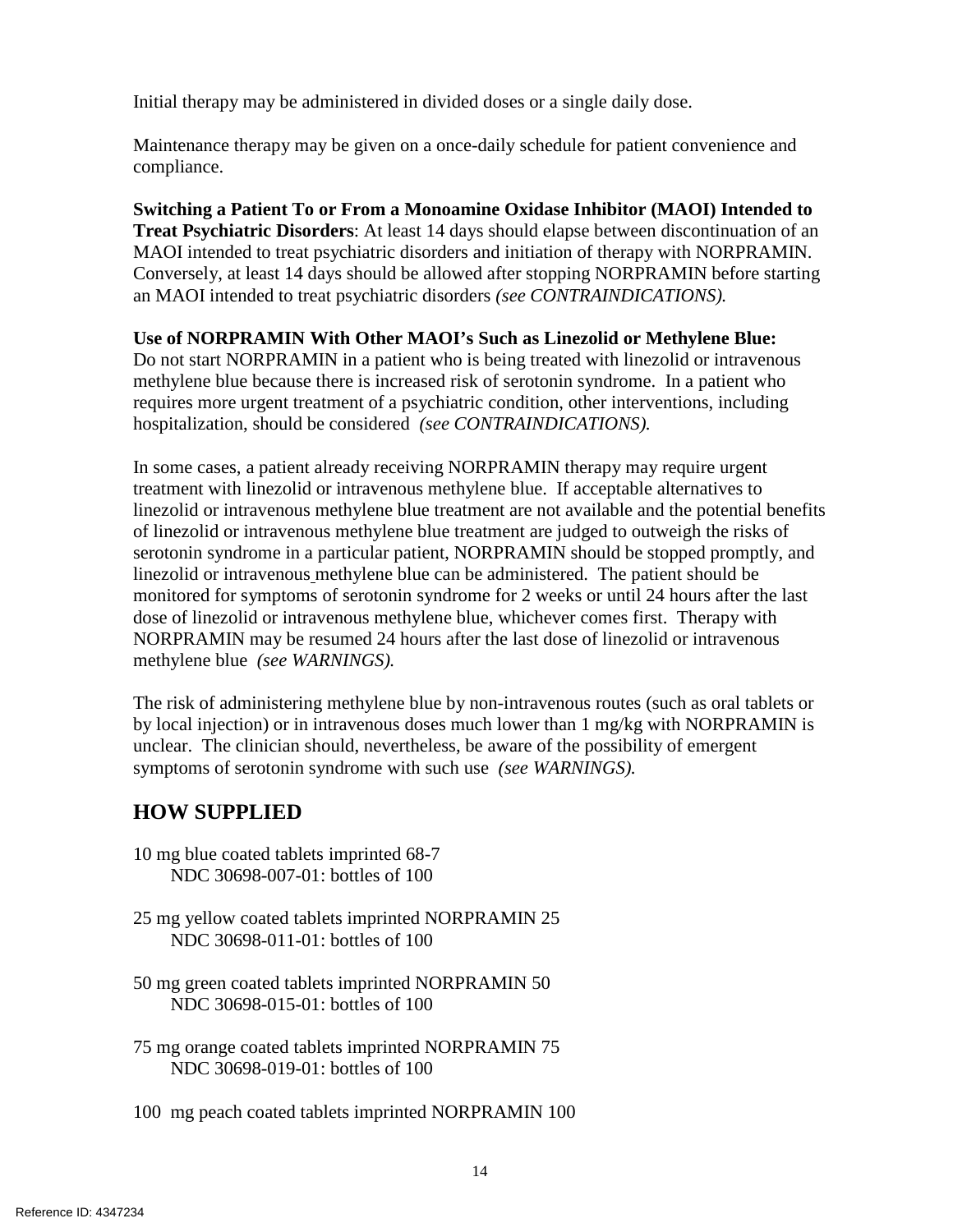Initial therapy may be administered in divided doses or a single daily dose.

Maintenance therapy may be given on a once-daily schedule for patient convenience and compliance.

**Switching a Patient To or From a Monoamine Oxidase Inhibitor (MAOI) Intended to Treat Psychiatric Disorders**: At least 14 days should elapse between discontinuation of an MAOI intended to treat psychiatric disorders and initiation of therapy with NORPRAMIN. Conversely, at least 14 days should be allowed after stopping NORPRAMIN before starting an MAOI intended to treat psychiatric disorders *(see CONTRAINDICATIONS).*

**Use of NORPRAMIN With Other MAOI's Such as Linezolid or Methylene Blue:** Do not start NORPRAMIN in a patient who is being treated with linezolid or intravenous methylene blue because there is increased risk of serotonin syndrome. In a patient who requires more urgent treatment of a psychiatric condition, other interventions, including hospitalization, should be considered *(see CONTRAINDICATIONS).*

In some cases, a patient already receiving NORPRAMIN therapy may require urgent treatment with linezolid or intravenous methylene blue. If acceptable alternatives to linezolid or intravenous methylene blue treatment are not available and the potential benefits of linezolid or intravenous methylene blue treatment are judged to outweigh the risks of serotonin syndrome in a particular patient, NORPRAMIN should be stopped promptly, and linezolid or intravenous methylene blue can be administered. The patient should be monitored for symptoms of serotonin syndrome for 2 weeks or until 24 hours after the last dose of linezolid or intravenous methylene blue, whichever comes first. Therapy with NORPRAMIN may be resumed 24 hours after the last dose of linezolid or intravenous methylene blue *(see WARNINGS).*

The risk of administering methylene blue by non-intravenous routes (such as oral tablets or by local injection) or in intravenous doses much lower than 1 mg/kg with NORPRAMIN is unclear. The clinician should, nevertheless, be aware of the possibility of emergent symptoms of serotonin syndrome with such use *(see WARNINGS).*

## HOW SUPPLIED

10 mg blue coated tablets imprinted 68-7
NDC 30698-007-01: bottles of 100

25 mg yellow coated tablets imprinted NORPRAMIN 25
NDC 30698-011-01: bottles of 100

50 mg green coated tablets imprinted NORPRAMIN 50
NDC 30698-015-01: bottles of 100

75 mg orange coated tablets imprinted NORPRAMIN 75
NDC 30698-019-01: bottles of 100

100 mg peach coated tablets imprinted NORPRAMIN 100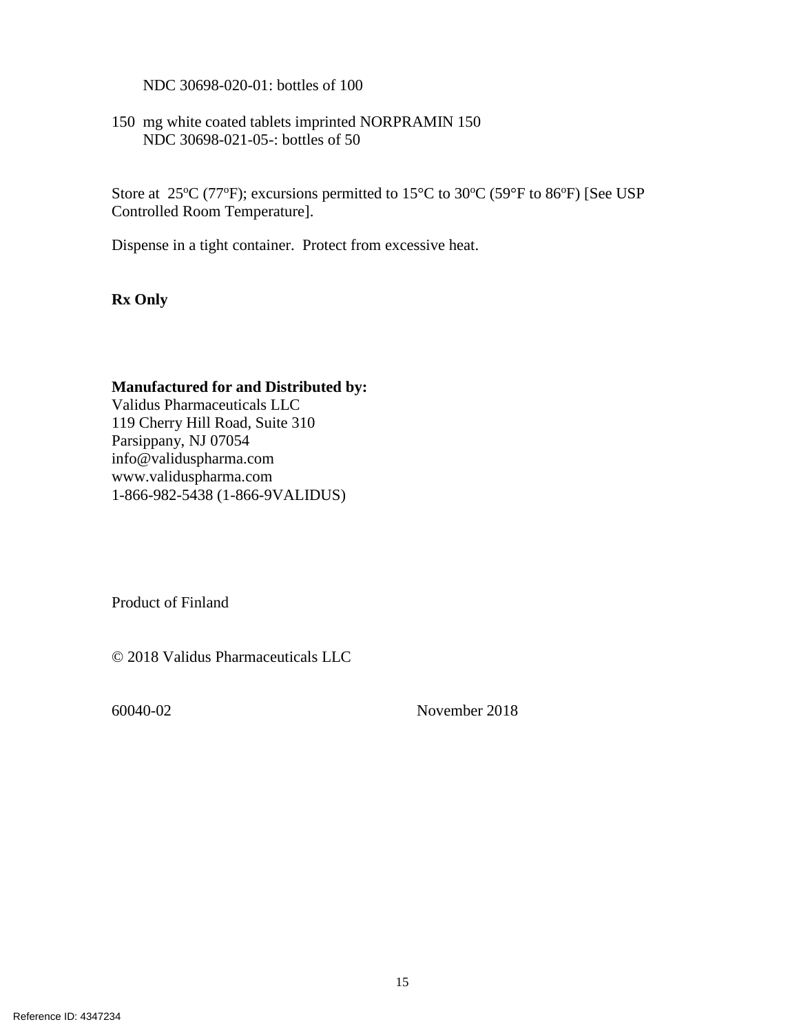NDC 30698-020-01: bottles of 100

150 mg white coated tablets imprinted NORPRAMIN 150
NDC 30698-021-05-: bottles of 50

Store at 25ºC (77ºF); excursions permitted to 15°C to 30ºC (59°F to 86ºF) [See USP Controlled Room Temperature].

Dispense in a tight container. Protect from excessive heat.

**Rx Only**

**Manufactured for and Distributed by:**
Validus Pharmaceuticals LLC
119 Cherry Hill Road, Suite 310
Parsippany, NJ 07054
info@validuspharma.com
www.validuspharma.com
1-866-982-5438 (1-866-9VALIDUS)

Product of Finland

© 2018 Validus Pharmaceuticals LLC

60040-02 November 2018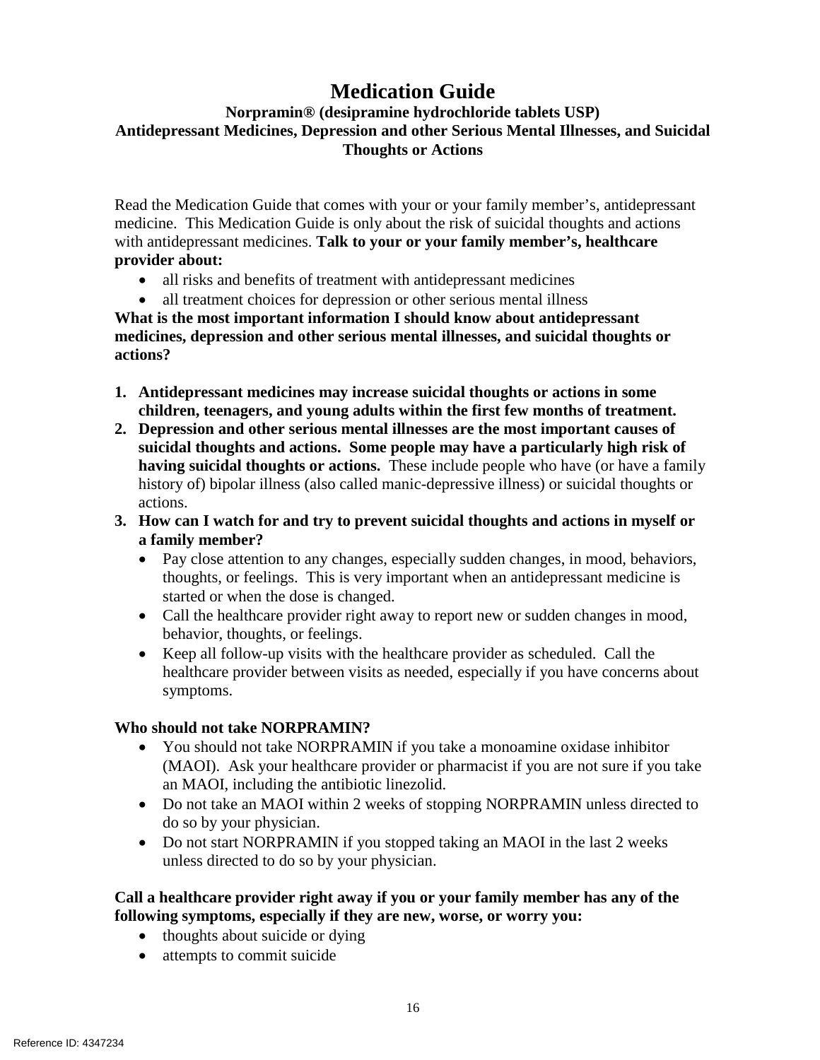# Medication Guide

**Norpramin® (desipramine hydrochloride tablets USP)**
**Antidepressant Medicines, Depression and other Serious Mental Illnesses, and Suicidal Thoughts or Actions**

Read the Medication Guide that comes with your or your family member's, antidepressant medicine. This Medication Guide is only about the risk of suicidal thoughts and actions with antidepressant medicines. **Talk to your or your family member's, healthcare provider about:**

- all risks and benefits of treatment with antidepressant medicines
- all treatment choices for depression or other serious mental illness

**What is the most important information I should know about antidepressant medicines, depression and other serious mental illnesses, and suicidal thoughts or actions?**

1. **Antidepressant medicines may increase suicidal thoughts or actions in some children, teenagers, and young adults within the first few months of treatment.**
2. **Depression and other serious mental illnesses are the most important causes of suicidal thoughts and actions. Some people may have a particularly high risk of having suicidal thoughts or actions.** These include people who have (or have a family history of) bipolar illness (also called manic-depressive illness) or suicidal thoughts or actions.
3. **How can I watch for and try to prevent suicidal thoughts and actions in myself or a family member?**
   - Pay close attention to any changes, especially sudden changes, in mood, behaviors, thoughts, or feelings. This is very important when an antidepressant medicine is started or when the dose is changed.
   - Call the healthcare provider right away to report new or sudden changes in mood, behavior, thoughts, or feelings.
   - Keep all follow-up visits with the healthcare provider as scheduled. Call the healthcare provider between visits as needed, especially if you have concerns about symptoms.

**Who should not take NORPRAMIN?**

- You should not take NORPRAMIN if you take a monoamine oxidase inhibitor (MAOI). Ask your healthcare provider or pharmacist if you are not sure if you take an MAOI, including the antibiotic linezolid.
- Do not take an MAOI within 2 weeks of stopping NORPRAMIN unless directed to do so by your physician.
- Do not start NORPRAMIN if you stopped taking an MAOI in the last 2 weeks unless directed to do so by your physician.

**Call a healthcare provider right away if you or your family member has any of the following symptoms, especially if they are new, worse, or worry you:**

- thoughts about suicide or dying
- attempts to commit suicide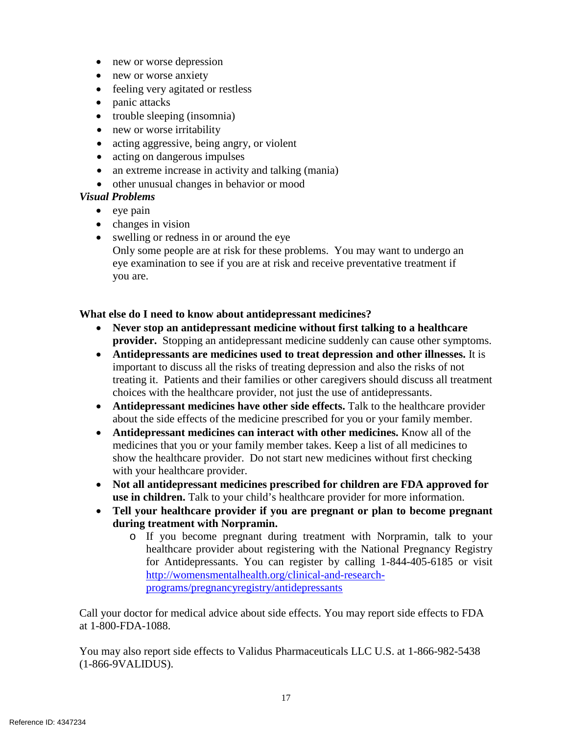- new or worse depression
- new or worse anxiety
- feeling very agitated or restless
- panic attacks
- trouble sleeping (insomnia)
- new or worse irritability
- acting aggressive, being angry, or violent
- acting on dangerous impulses
- an extreme increase in activity and talking (mania)
- other unusual changes in behavior or mood

***Visual Problems***

- eye pain
- changes in vision
- swelling or redness in or around the eye

  Only some people are at risk for these problems. You may want to undergo an eye examination to see if you are at risk and receive preventative treatment if you are.

**What else do I need to know about antidepressant medicines?**

- **Never stop an antidepressant medicine without first talking to a healthcare provider.** Stopping an antidepressant medicine suddenly can cause other symptoms.
- **Antidepressants are medicines used to treat depression and other illnesses.** It is important to discuss all the risks of treating depression and also the risks of not treating it. Patients and their families or other caregivers should discuss all treatment choices with the healthcare provider, not just the use of antidepressants.
- **Antidepressant medicines have other side effects.** Talk to the healthcare provider about the side effects of the medicine prescribed for you or your family member.
- **Antidepressant medicines can interact with other medicines.** Know all of the medicines that you or your family member takes. Keep a list of all medicines to show the healthcare provider. Do not start new medicines without first checking with your healthcare provider.
- **Not all antidepressant medicines prescribed for children are FDA approved for use in children.** Talk to your child's healthcare provider for more information.
- **Tell your healthcare provider if you are pregnant or plan to become pregnant during treatment with Norpramin.**
  - If you become pregnant during treatment with Norpramin, talk to your healthcare provider about registering with the National Pregnancy Registry for Antidepressants. You can register by calling 1-844-405-6185 or visit http://womensmentalhealth.org/clinical-and-research-programs/pregnancyregistry/antidepressants

Call your doctor for medical advice about side effects. You may report side effects to FDA at 1-800-FDA-1088.

You may also report side effects to Validus Pharmaceuticals LLC U.S. at 1-866-982-5438 (1-866-9VALIDUS).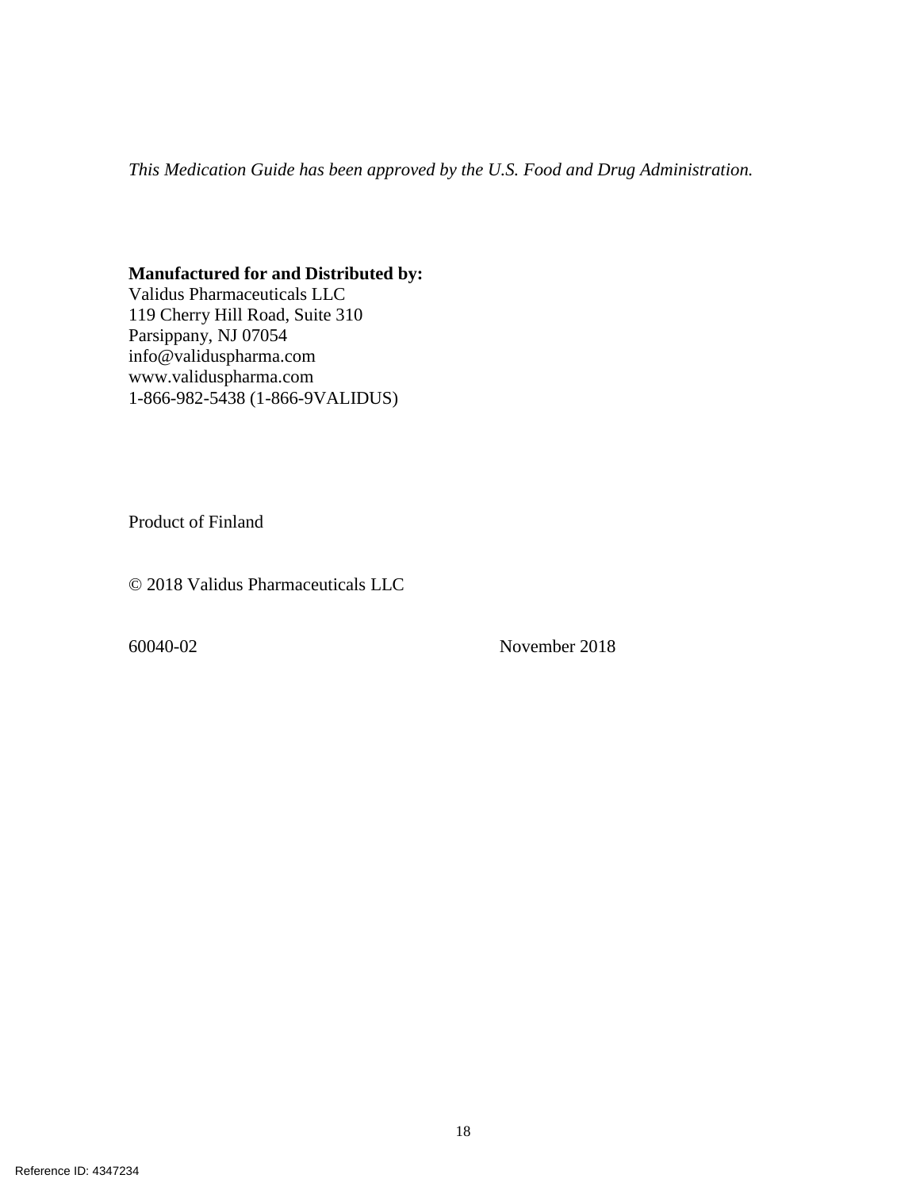*This Medication Guide has been approved by the U.S. Food and Drug Administration.*

**Manufactured for and Distributed by:**
Validus Pharmaceuticals LLC
119 Cherry Hill Road, Suite 310
Parsippany, NJ 07054
info@validuspharma.com
www.validuspharma.com
1-866-982-5438 (1-866-9VALIDUS)

Product of Finland

© 2018 Validus Pharmaceuticals LLC

60040-02 November 2018

Reference ID: 4347234